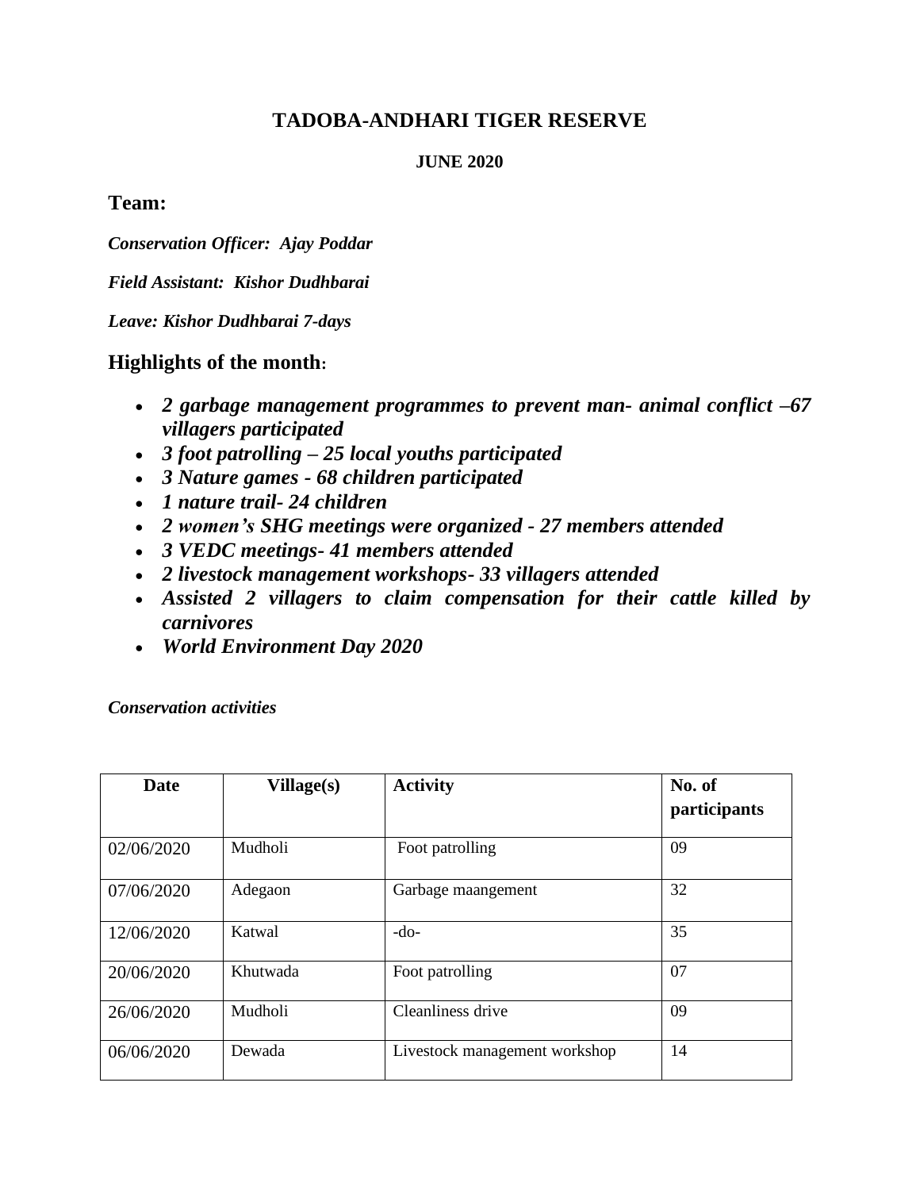# TADOBA-ANDHARI TIGER RESERVE

**JUNE 2020**

## Team:

***Conservation Officer: Ajay Poddar***

***Field Assistant: Kishor Dudhbarai***

***Leave: Kishor Dudhbarai 7-days***

## Highlights of the month:

- ***2 garbage management programmes to prevent man- animal conflict –67 villagers participated***
- ***3 foot patrolling – 25 local youths participated***
- ***3 Nature games - 68 children participated***
- ***1 nature trail- 24 children***
- ***2 women's SHG meetings were organized - 27 members attended***
- ***3 VEDC meetings- 41 members attended***
- ***2 livestock management workshops- 33 villagers attended***
- ***Assisted 2 villagers to claim compensation for their cattle killed by carnivores***
- ***World Environment Day 2020***

***Conservation activities***

| Date | Village(s) | Activity | No. of participants |
|---|---|---|---|
| 02/06/2020 | Mudholi | Foot patrolling | 09 |
| 07/06/2020 | Adegaon | Garbage maangement | 32 |
| 12/06/2020 | Katwal | -do- | 35 |
| 20/06/2020 | Khutwada | Foot patrolling | 07 |
| 26/06/2020 | Mudholi | Cleanliness drive | 09 |
| 06/06/2020 | Dewada | Livestock management workshop | 14 |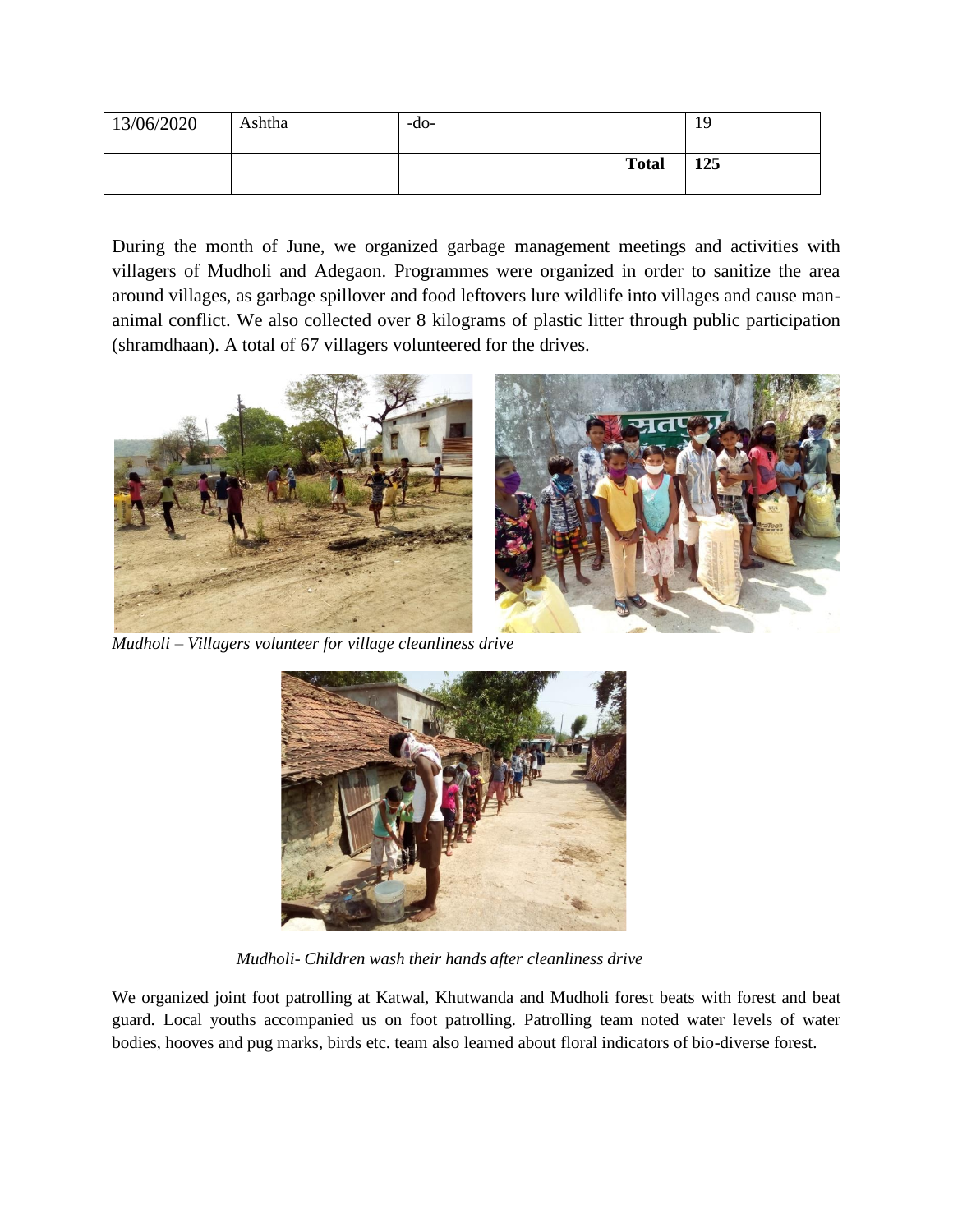| 13/06/2020 | Ashtha | -do- | 19 |
|---|---|---|---|
| | | **Total** | **125** |

During the month of June, we organized garbage management meetings and activities with villagers of Mudholi and Adegaon. Programmes were organized in order to sanitize the area around villages, as garbage spillover and food leftovers lure wildlife into villages and cause man-animal conflict. We also collected over 8 kilograms of plastic litter through public participation (shramdhaan). A total of 67 villagers volunteered for the drives.

*Mudholi – Villagers volunteer for village cleanliness drive*

*Mudholi- Children wash their hands after cleanliness drive*

We organized joint foot patrolling at Katwal, Khutwanda and Mudholi forest beats with forest and beat guard. Local youths accompanied us on foot patrolling. Patrolling team noted water levels of water bodies, hooves and pug marks, birds etc. team also learned about floral indicators of bio-diverse forest.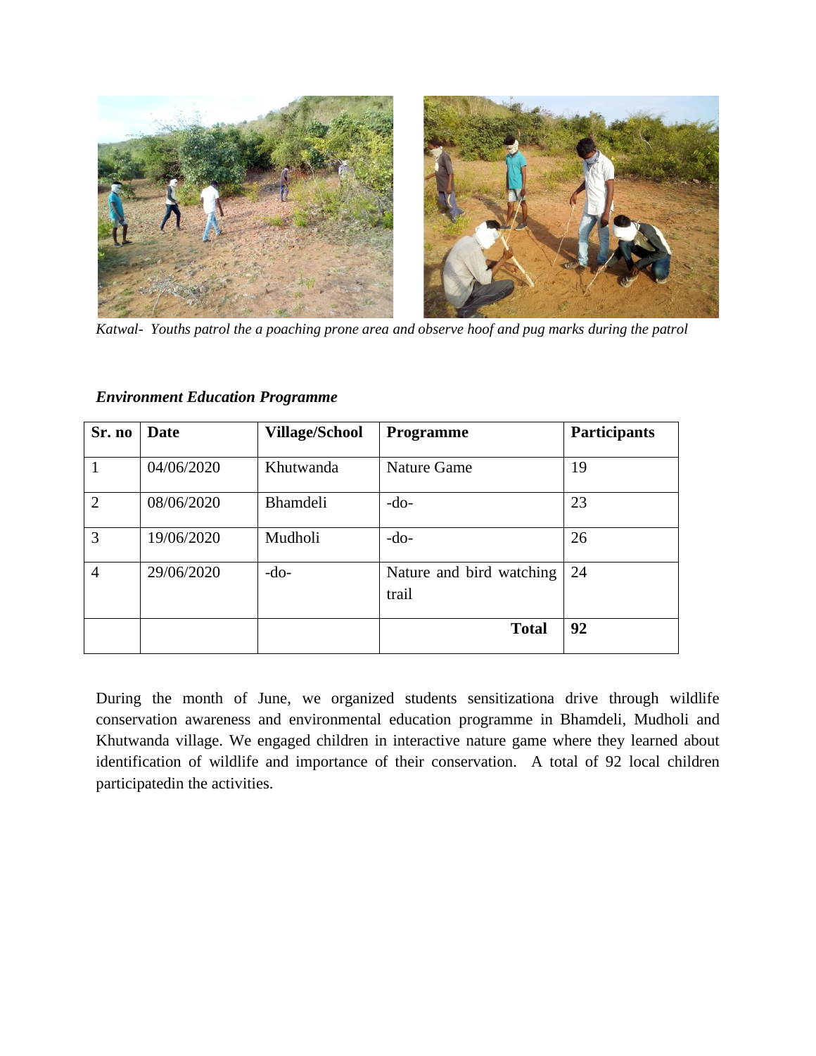*Katwal- Youths patrol the a poaching prone area and observe hoof and pug marks during the patrol*

***Environment Education Programme***

| Sr. no | Date | Village/School | Programme | Participants |
|---|---|---|---|---|
| 1 | 04/06/2020 | Khutwanda | Nature Game | 19 |
| 2 | 08/06/2020 | Bhamdeli | -do- | 23 |
| 3 | 19/06/2020 | Mudholi | -do- | 26 |
| 4 | 29/06/2020 | -do- | Nature and bird watching trail | 24 |
| | | | **Total** | **92** |

During the month of June, we organized students sensitizationa drive through wildlife conservation awareness and environmental education programme in Bhamdeli, Mudholi and Khutwanda village. We engaged children in interactive nature game where they learned about identification of wildlife and importance of their conservation. A total of 92 local children participatedin the activities.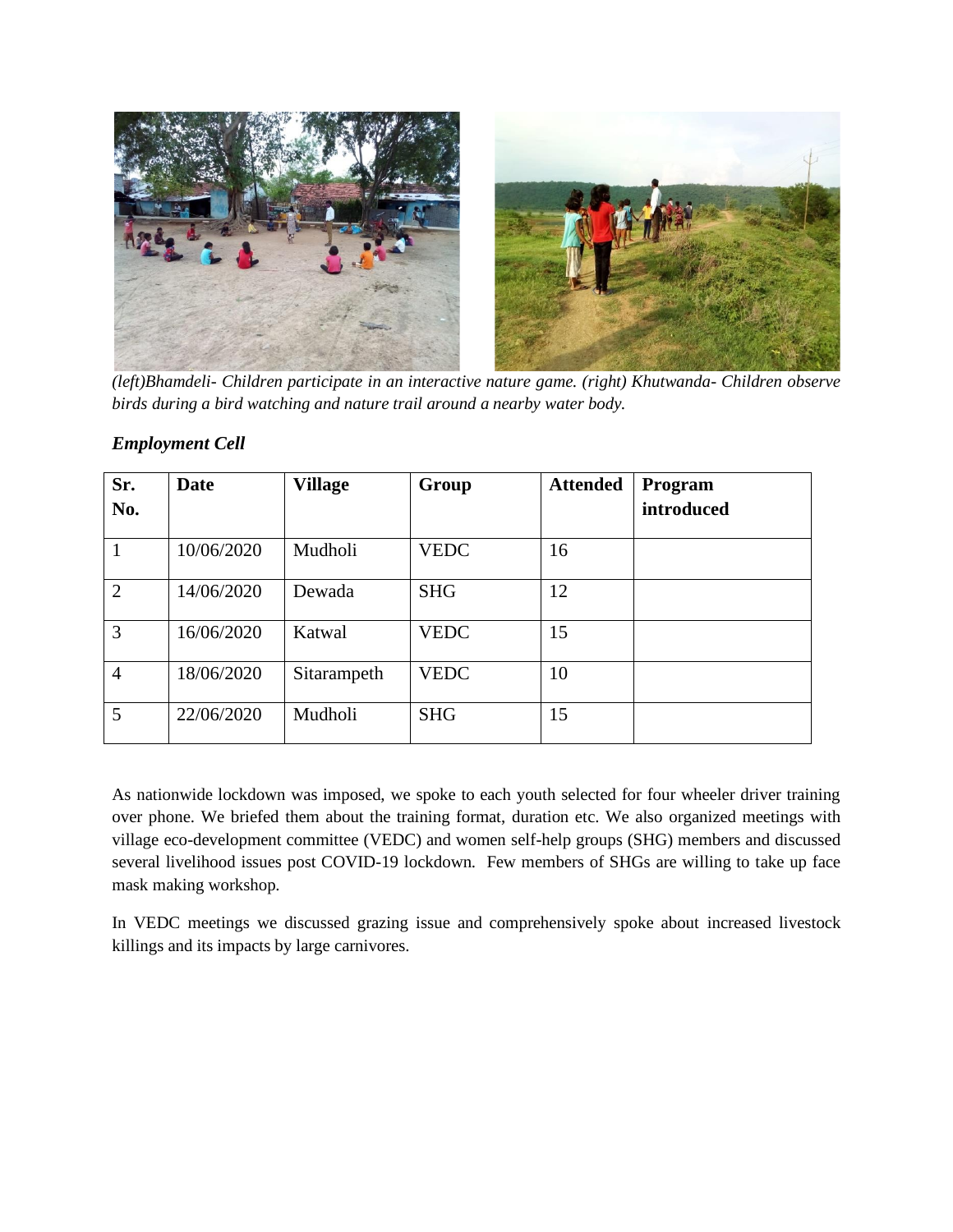*(left)Bhamdeli- Children participate in an interactive nature game. (right) Khutwanda- Children observe birds during a bird watching and nature trail around a nearby water body.*

### *Employment Cell*

| Sr. No. | Date | Village | Group | Attended | Program introduced |
|---|---|---|---|---|---|
| 1 | 10/06/2020 | Mudholi | VEDC | 16 | |
| 2 | 14/06/2020 | Dewada | SHG | 12 | |
| 3 | 16/06/2020 | Katwal | VEDC | 15 | |
| 4 | 18/06/2020 | Sitarampeth | VEDC | 10 | |
| 5 | 22/06/2020 | Mudholi | SHG | 15 | |

As nationwide lockdown was imposed, we spoke to each youth selected for four wheeler driver training over phone. We briefed them about the training format, duration etc. We also organized meetings with village eco-development committee (VEDC) and women self-help groups (SHG) members and discussed several livelihood issues post COVID-19 lockdown. Few members of SHGs are willing to take up face mask making workshop.

In VEDC meetings we discussed grazing issue and comprehensively spoke about increased livestock killings and its impacts by large carnivores.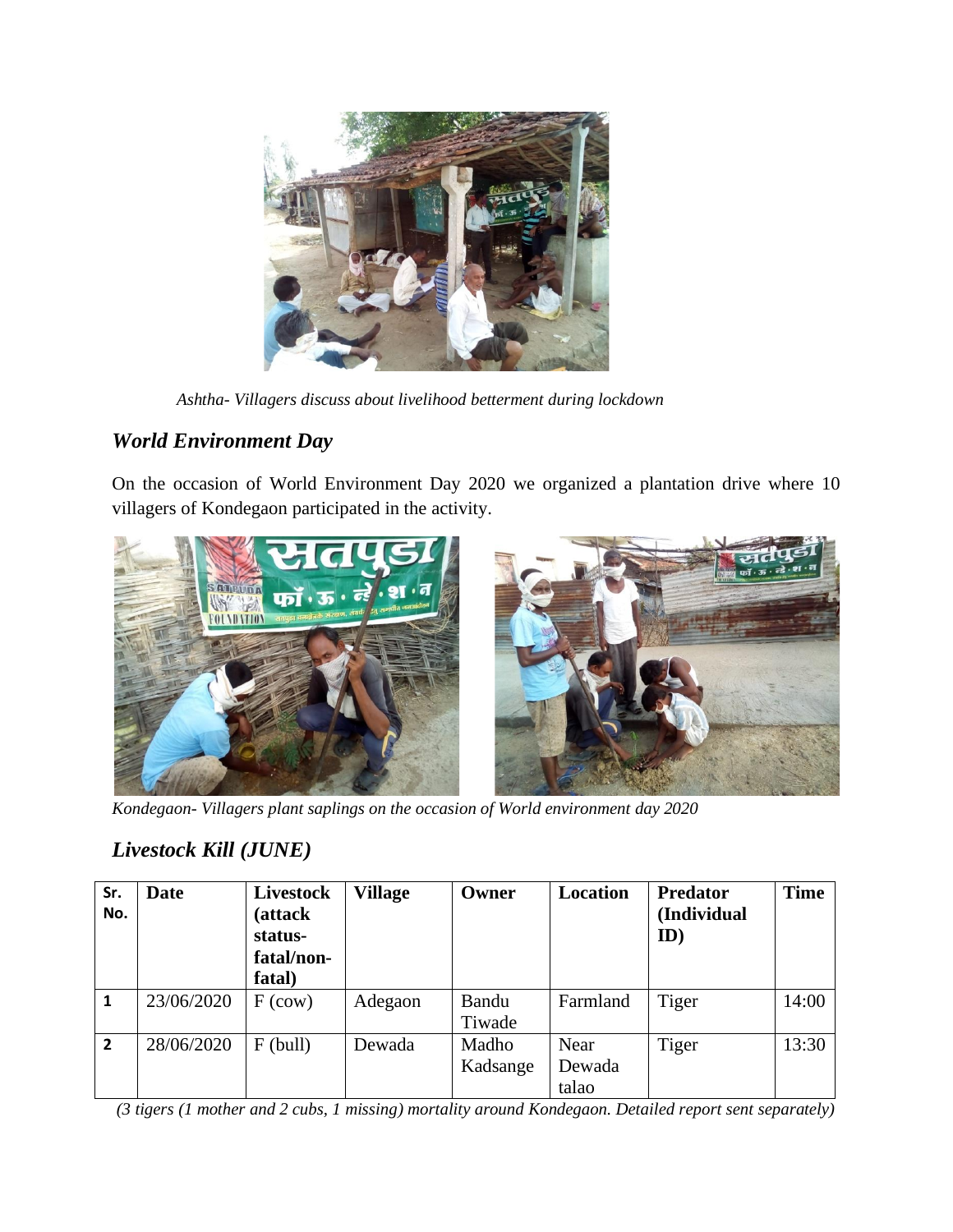*Ashtha- Villagers discuss about livelihood betterment during lockdown*

## *World Environment Day*

On the occasion of World Environment Day 2020 we organized a plantation drive where 10 villagers of Kondegaon participated in the activity.

*Kondegaon- Villagers plant saplings on the occasion of World environment day 2020*

## *Livestock Kill (JUNE)*

| Sr. No. | Date | Livestock (attack status-fatal/non-fatal) | Village | Owner | Location | Predator (Individual ID) | Time |
|---|---|---|---|---|---|---|---|
| 1 | 23/06/2020 | F (cow) | Adegaon | Bandu Tiwade | Farmland | Tiger | 14:00 |
| 2 | 28/06/2020 | F (bull) | Dewada | Madho Kadsange | Near Dewada talao | Tiger | 13:30 |

*(3 tigers (1 mother and 2 cubs, 1 missing) mortality around Kondegaon. Detailed report sent separately)*